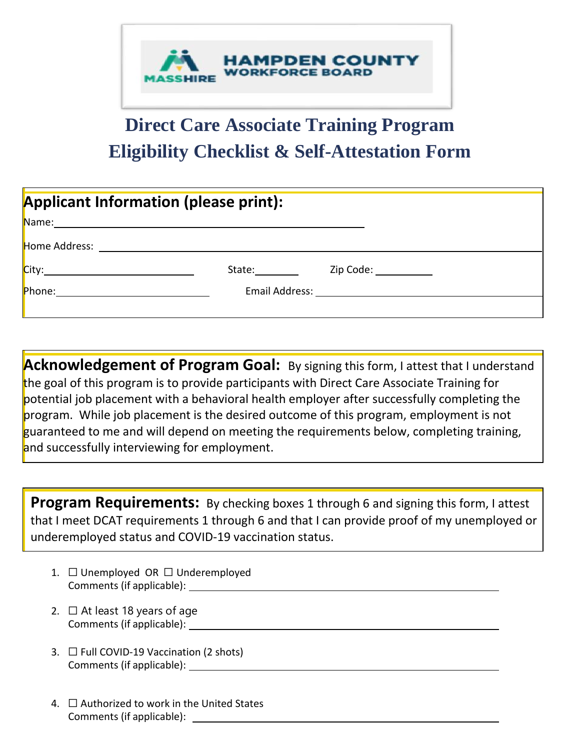MASSHIRE HAMPDEN COUNTY WORKFORCE BOARD

# Direct Care Associate Training Program
# Eligibility Checklist & Self-Attestation Form

## Applicant Information (please print):

Name: ____________________________________________

Home Address: ____________________________________________

City: ____________________ State: ________ Zip Code: __________

Phone: ____________________ Email Address: ____________________

**Acknowledgement of Program Goal:** By signing this form, I attest that I understand the goal of this program is to provide participants with Direct Care Associate Training for potential job placement with a behavioral health employer after successfully completing the program. While job placement is the desired outcome of this program, employment is not guaranteed to me and will depend on meeting the requirements below, completing training, and successfully interviewing for employment.

**Program Requirements:** By checking boxes 1 through 6 and signing this form, I attest that I meet DCAT requirements 1 through 6 and that I can provide proof of my unemployed or underemployed status and COVID-19 vaccination status.

1. ☐ Unemployed OR ☐ Underemployed
   Comments (if applicable): ____________________________________________

2. ☐ At least 18 years of age
   Comments (if applicable): ____________________________________________

3. ☐ Full COVID-19 Vaccination (2 shots)
   Comments (if applicable): ____________________________________________

4. ☐ Authorized to work in the United States
   Comments (if applicable): ____________________________________________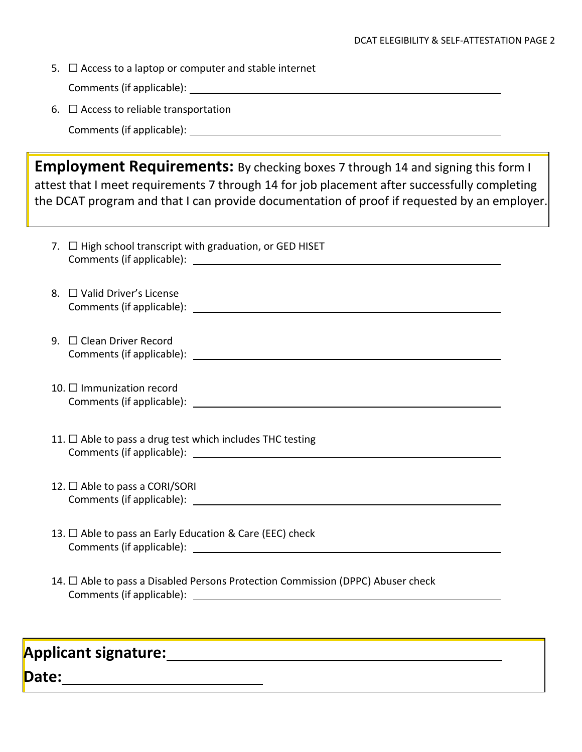5. ☐ Access to a laptop or computer and stable internet

   Comments (if applicable): \_\_\_\_\_\_\_\_\_\_\_\_\_\_\_\_\_\_\_\_\_\_\_\_\_\_\_\_\_\_\_\_\_\_\_\_\_\_\_\_

6. ☐ Access to reliable transportation

   Comments (if applicable): \_\_\_\_\_\_\_\_\_\_\_\_\_\_\_\_\_\_\_\_\_\_\_\_\_\_\_\_\_\_\_\_\_\_\_\_\_\_\_\_

**Employment Requirements:** By checking boxes 7 through 14 and signing this form I attest that I meet requirements 7 through 14 for job placement after successfully completing the DCAT program and that I can provide documentation of proof if requested by an employer.

7. ☐ High school transcript with graduation, or GED HISET

   Comments (if applicable): \_\_\_\_\_\_\_\_\_\_\_\_\_\_\_\_\_\_\_\_\_\_\_\_\_\_\_\_\_\_\_\_\_\_\_\_\_\_\_\_

8. ☐ Valid Driver's License

   Comments (if applicable): \_\_\_\_\_\_\_\_\_\_\_\_\_\_\_\_\_\_\_\_\_\_\_\_\_\_\_\_\_\_\_\_\_\_\_\_\_\_\_\_

9. ☐ Clean Driver Record

   Comments (if applicable): \_\_\_\_\_\_\_\_\_\_\_\_\_\_\_\_\_\_\_\_\_\_\_\_\_\_\_\_\_\_\_\_\_\_\_\_\_\_\_\_

10. ☐ Immunization record

    Comments (if applicable): \_\_\_\_\_\_\_\_\_\_\_\_\_\_\_\_\_\_\_\_\_\_\_\_\_\_\_\_\_\_\_\_\_\_\_\_\_\_\_\_

11. ☐ Able to pass a drug test which includes THC testing

    Comments (if applicable): \_\_\_\_\_\_\_\_\_\_\_\_\_\_\_\_\_\_\_\_\_\_\_\_\_\_\_\_\_\_\_\_\_\_\_\_\_\_\_\_

12. ☐ Able to pass a CORI/SORI

    Comments (if applicable): \_\_\_\_\_\_\_\_\_\_\_\_\_\_\_\_\_\_\_\_\_\_\_\_\_\_\_\_\_\_\_\_\_\_\_\_\_\_\_\_

13. ☐ Able to pass an Early Education & Care (EEC) check

    Comments (if applicable): \_\_\_\_\_\_\_\_\_\_\_\_\_\_\_\_\_\_\_\_\_\_\_\_\_\_\_\_\_\_\_\_\_\_\_\_\_\_\_\_

14. ☐ Able to pass a Disabled Persons Protection Commission (DPPC) Abuser check

    Comments (if applicable): \_\_\_\_\_\_\_\_\_\_\_\_\_\_\_\_\_\_\_\_\_\_\_\_\_\_\_\_\_\_\_\_\_\_\_\_\_\_\_\_

**Applicant signature:** \_\_\_\_\_\_\_\_\_\_\_\_\_\_\_\_\_\_\_\_\_\_\_\_\_\_\_\_\_\_\_\_\_\_\_\_\_\_\_\_

**Date:** \_\_\_\_\_\_\_\_\_\_\_\_\_\_\_\_\_\_\_\_\_\_\_\_